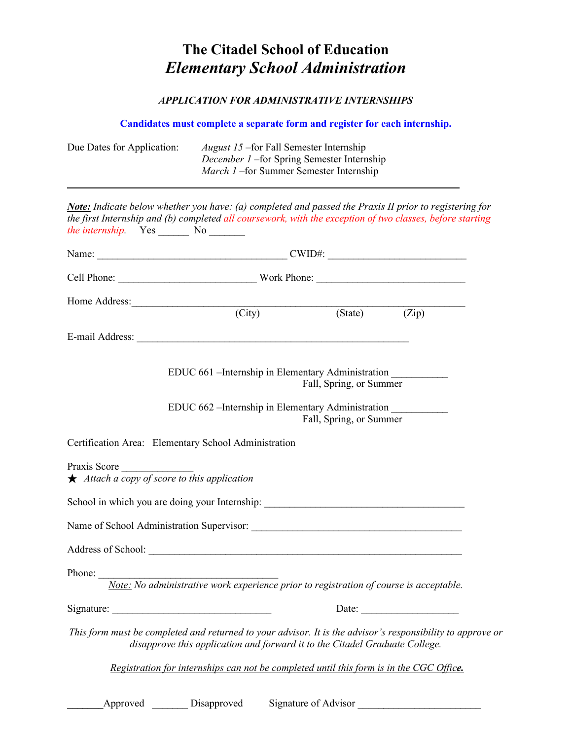# The Citadel School of Education
## *Elementary School Administration*

### *APPLICATION FOR ADMINISTRATIVE INTERNSHIPS*

**Candidates must complete a separate form and register for each internship.**

Due Dates for Application: *August 15* –for Fall Semester Internship
*December 1* –for Spring Semester Internship
*March 1* –for Summer Semester Internship

---

***Note:*** *Indicate below whether you have: (a) completed and passed the Praxis II prior to registering for the first Internship and (b) completed all coursework, with the exception of two classes, before starting the internship.* Yes ______ No _______

Name: ______________________________________ CWID#: ___________________________

Cell Phone: ___________________________ Work Phone: _____________________________

Home Address:_________________________________________________________________
(City) (State) (Zip)

E-mail Address: _______________________________________________________

EDUC 661 –Internship in Elementary Administration ___________
Fall, Spring, or Summer

EDUC 662 –Internship in Elementary Administration ___________
Fall, Spring, or Summer

Certification Area: Elementary School Administration

Praxis Score ______________
★ *Attach a copy of score to this application*

School in which you are doing your Internship: ________________________________________

Name of School Administration Supervisor: __________________________________________

Address of School: ______________________________________________________________

Phone: ____________________________________
*Note: No administrative work experience prior to registration of course is acceptable.*

Signature: _______________________________ Date: ___________________

*This form must be completed and returned to your advisor. It is the advisor's responsibility to approve or disapprove this application and forward it to the Citadel Graduate College.*

*Registration for internships can not be completed until this form is in the CGC Office.*

_______Approved _______ Disapproved Signature of Advisor ________________________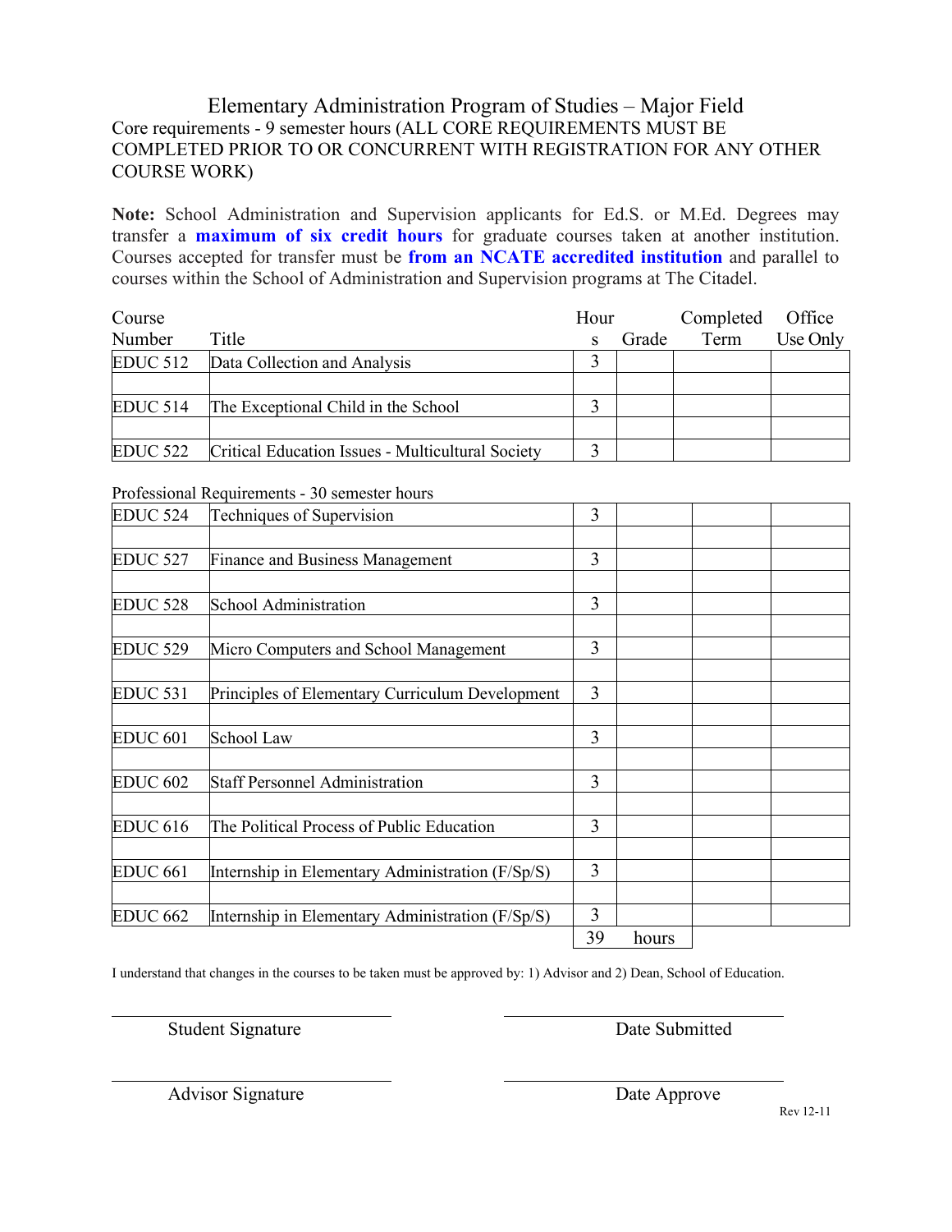# Elementary Administration Program of Studies – Major Field

Core requirements - 9 semester hours (ALL CORE REQUIREMENTS MUST BE COMPLETED PRIOR TO OR CONCURRENT WITH REGISTRATION FOR ANY OTHER COURSE WORK)

**Note:** School Administration and Supervision applicants for Ed.S. or M.Ed. Degrees may transfer a **maximum of six credit hours** for graduate courses taken at another institution. Courses accepted for transfer must be **from an NCATE accredited institution** and parallel to courses within the School of Administration and Supervision programs at The Citadel.

| Course Number | Title | Hours | Grade | Completed Term | Office Use Only |
|---|---|---|---|---|---|
| EDUC 512 | Data Collection and Analysis | 3 | | | |
| | | | | | |
| EDUC 514 | The Exceptional Child in the School | 3 | | | |
| | | | | | |
| EDUC 522 | Critical Education Issues - Multicultural Society | 3 | | | |

Professional Requirements - 30 semester hours

| Course Number | Title | Hours | Grade | Completed Term | Office Use Only |
|---|---|---|---|---|---|
| EDUC 524 | Techniques of Supervision | 3 | | | |
| | | | | | |
| EDUC 527 | Finance and Business Management | 3 | | | |
| | | | | | |
| EDUC 528 | School Administration | 3 | | | |
| | | | | | |
| EDUC 529 | Micro Computers and School Management | 3 | | | |
| | | | | | |
| EDUC 531 | Principles of Elementary Curriculum Development | 3 | | | |
| | | | | | |
| EDUC 601 | School Law | 3 | | | |
| | | | | | |
| EDUC 602 | Staff Personnel Administration | 3 | | | |
| | | | | | |
| EDUC 616 | The Political Process of Public Education | 3 | | | |
| | | | | | |
| EDUC 661 | Internship in Elementary Administration (F/Sp/S) | 3 | | | |
| | | | | | |
| EDUC 662 | Internship in Elementary Administration (F/Sp/S) | 3 | | | |
| | | 39 | hours | | |

I understand that changes in the courses to be taken must be approved by: 1) Advisor and 2) Dean, School of Education.

\_\_\_\_\_\_\_\_\_\_\_\_\_\_\_\_\_\_\_\_\_\_\_\_\_\_\_\_ \_\_\_\_\_\_\_\_\_\_\_\_\_\_\_\_\_\_\_\_\_\_\_\_\_\_\_\_

Student Signature Date Submitted

\_\_\_\_\_\_\_\_\_\_\_\_\_\_\_\_\_\_\_\_\_\_\_\_\_\_\_\_ \_\_\_\_\_\_\_\_\_\_\_\_\_\_\_\_\_\_\_\_\_\_\_\_\_\_\_\_

Advisor Signature Date Approve

Rev 12-11